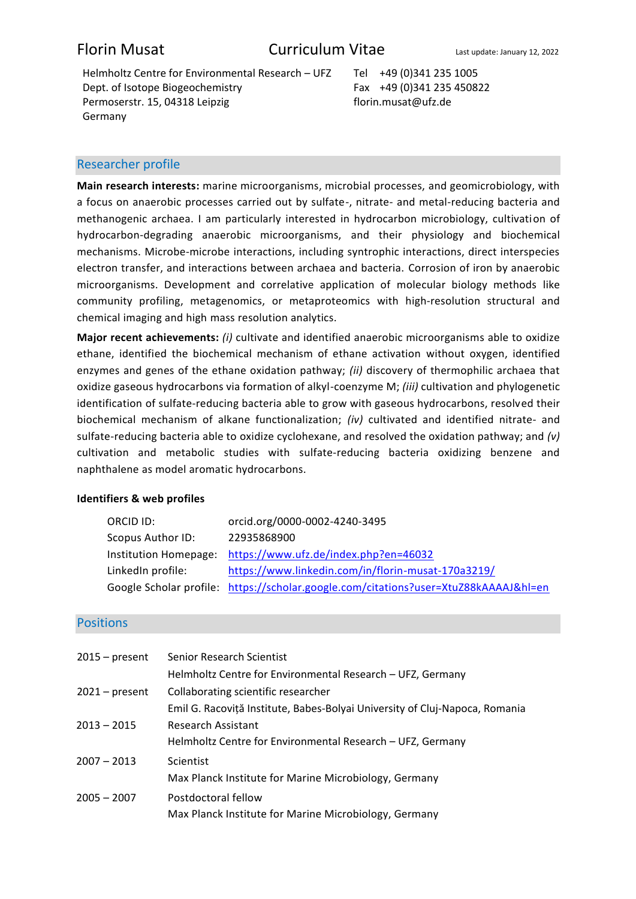# Florin Musat

## Curriculum Vitae

Last update: January 12, 2022

Helmholtz Centre for Environmental Research – UFZ
Dept. of Isotope Biogeochemistry
Permoserstr. 15, 04318 Leipzig
Germany

Tel +49 (0)341 235 1005
Fax +49 (0)341 235 450822
florin.musat@ufz.de

## Researcher profile

**Main research interests:** marine microorganisms, microbial processes, and geomicrobiology, with a focus on anaerobic processes carried out by sulfate-, nitrate- and metal-reducing bacteria and methanogenic archaea. I am particularly interested in hydrocarbon microbiology, cultivation of hydrocarbon-degrading anaerobic microorganisms, and their physiology and biochemical mechanisms. Microbe-microbe interactions, including syntrophic interactions, direct interspecies electron transfer, and interactions between archaea and bacteria. Corrosion of iron by anaerobic microorganisms. Development and correlative application of molecular biology methods like community profiling, metagenomics, or metaproteomics with high-resolution structural and chemical imaging and high mass resolution analytics.

**Major recent achievements:** *(i)* cultivate and identified anaerobic microorganisms able to oxidize ethane, identified the biochemical mechanism of ethane activation without oxygen, identified enzymes and genes of the ethane oxidation pathway; *(ii)* discovery of thermophilic archaea that oxidize gaseous hydrocarbons via formation of alkyl-coenzyme M; *(iii)* cultivation and phylogenetic identification of sulfate-reducing bacteria able to grow with gaseous hydrocarbons, resolved their biochemical mechanism of alkane functionalization; *(iv)* cultivated and identified nitrate- and sulfate-reducing bacteria able to oxidize cyclohexane, and resolved the oxidation pathway; and *(v)* cultivation and metabolic studies with sulfate-reducing bacteria oxidizing benzene and naphthalene as model aromatic hydrocarbons.

**Identifiers & web profiles**

| | |
|---|---|
| ORCID ID: | orcid.org/0000-0002-4240-3495 |
| Scopus Author ID: | 22935868900 |
| Institution Homepage: | https://www.ufz.de/index.php?en=46032 |
| LinkedIn profile: | https://www.linkedin.com/in/florin-musat-170a3219/ |
| Google Scholar profile: | https://scholar.google.com/citations?user=XtuZ88kAAAAJ&hl=en |

## Positions

| | |
|---|---|
| 2015 – present | Senior Research Scientist<br>Helmholtz Centre for Environmental Research – UFZ, Germany |
| 2021 – present | Collaborating scientific researcher<br>Emil G. Racoviță Institute, Babes-Bolyai University of Cluj-Napoca, Romania |
| 2013 – 2015 | Research Assistant<br>Helmholtz Centre for Environmental Research – UFZ, Germany |
| 2007 – 2013 | Scientist<br>Max Planck Institute for Marine Microbiology, Germany |
| 2005 – 2007 | Postdoctoral fellow<br>Max Planck Institute for Marine Microbiology, Germany |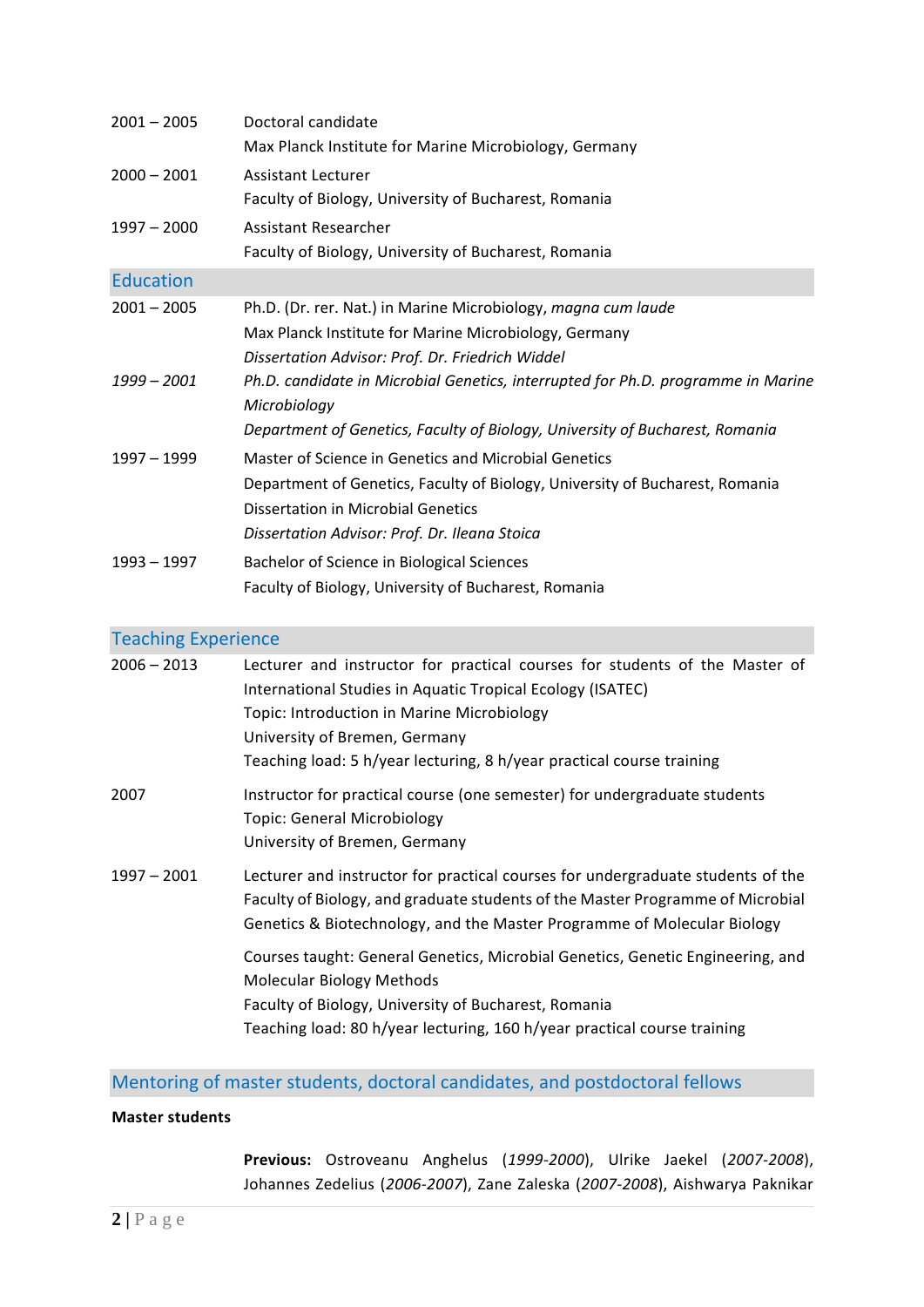2001 – 2005 Doctoral candidate
Max Planck Institute for Marine Microbiology, Germany

2000 – 2001 Assistant Lecturer
Faculty of Biology, University of Bucharest, Romania

1997 – 2000 Assistant Researcher
Faculty of Biology, University of Bucharest, Romania

## Education

2001 – 2005 Ph.D. (Dr. rer. Nat.) in Marine Microbiology, *magna cum laude*
Max Planck Institute for Marine Microbiology, Germany
*Dissertation Advisor: Prof. Dr. Friedrich Widdel*

*1999 – 2001* *Ph.D. candidate in Microbial Genetics, interrupted for Ph.D. programme in Marine Microbiology*
*Department of Genetics, Faculty of Biology, University of Bucharest, Romania*

1997 – 1999 Master of Science in Genetics and Microbial Genetics
Department of Genetics, Faculty of Biology, University of Bucharest, Romania
Dissertation in Microbial Genetics
*Dissertation Advisor: Prof. Dr. Ileana Stoica*

1993 – 1997 Bachelor of Science in Biological Sciences
Faculty of Biology, University of Bucharest, Romania

## Teaching Experience

2006 – 2013 Lecturer and instructor for practical courses for students of the Master of International Studies in Aquatic Tropical Ecology (ISATEC)
Topic: Introduction in Marine Microbiology
University of Bremen, Germany
Teaching load: 5 h/year lecturing, 8 h/year practical course training

2007 Instructor for practical course (one semester) for undergraduate students
Topic: General Microbiology
University of Bremen, Germany

1997 – 2001 Lecturer and instructor for practical courses for undergraduate students of the Faculty of Biology, and graduate students of the Master Programme of Microbial Genetics & Biotechnology, and the Master Programme of Molecular Biology

Courses taught: General Genetics, Microbial Genetics, Genetic Engineering, and Molecular Biology Methods
Faculty of Biology, University of Bucharest, Romania
Teaching load: 80 h/year lecturing, 160 h/year practical course training

## Mentoring of master students, doctoral candidates, and postdoctoral fellows

**Master students**

**Previous:** Ostroveanu Anghelus (*1999-2000*), Ulrike Jaekel (*2007-2008*), Johannes Zedelius (*2006-2007*), Zane Zaleska (*2007-2008*), Aishwarya Paknikar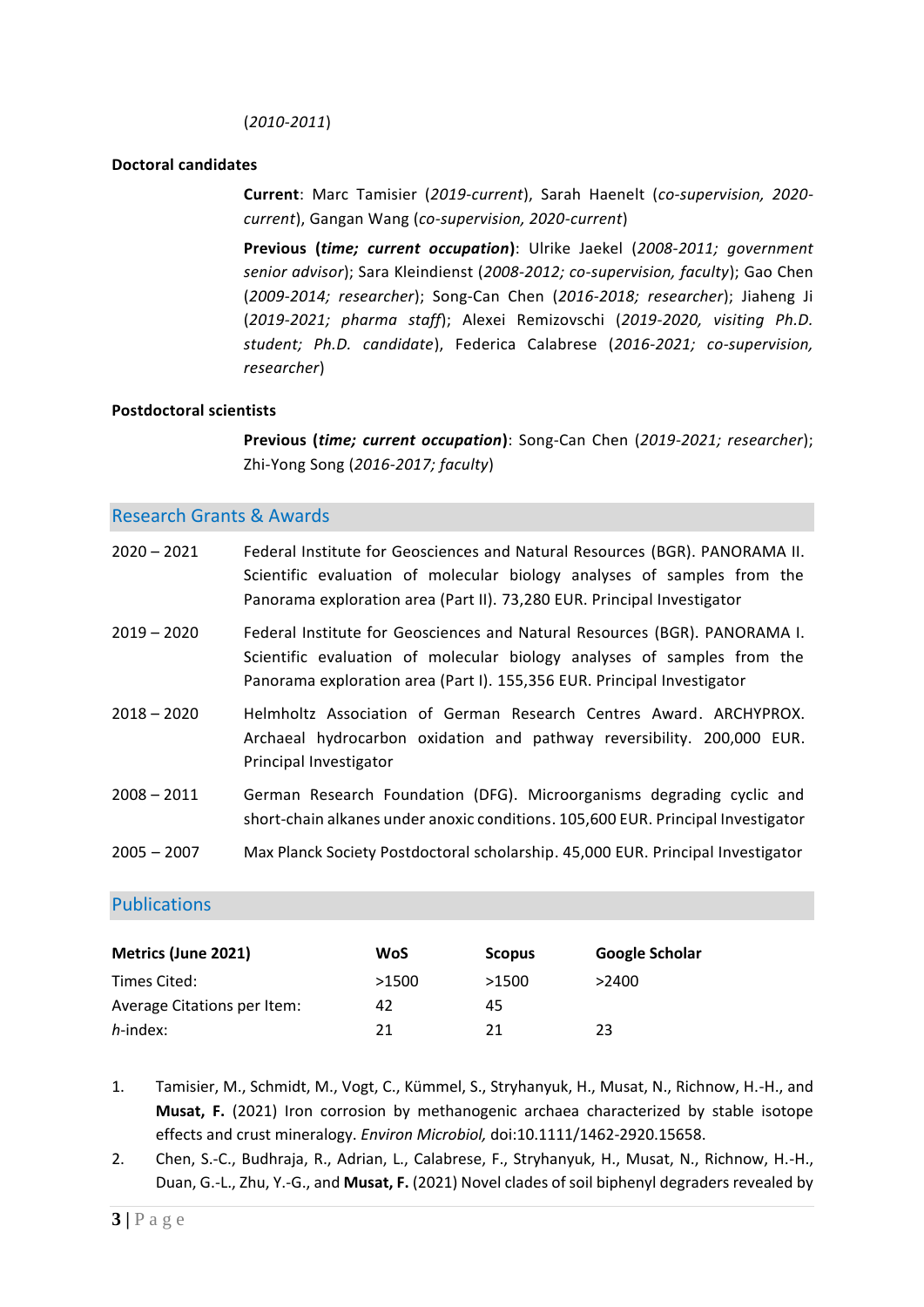(*2010-2011*)

**Doctoral candidates**

**Current**: Marc Tamisier (*2019-current*), Sarah Haenelt (*co-supervision, 2020-current*), Gangan Wang (*co-supervision, 2020-current*)

**Previous (*time; current occupation*)**: Ulrike Jaekel (*2008-2011; government senior advisor*); Sara Kleindienst (*2008-2012; co-supervision, faculty*); Gao Chen (*2009-2014; researcher*); Song-Can Chen (*2016-2018; researcher*); Jiaheng Ji (*2019-2021; pharma staff*); Alexei Remizovschi (*2019-2020, visiting Ph.D. student; Ph.D. candidate*), Federica Calabrese (*2016-2021; co-supervision, researcher*)

**Postdoctoral scientists**

**Previous (*time; current occupation*)**: Song-Can Chen (*2019-2021; researcher*); Zhi-Yong Song (*2016-2017; faculty*)

## Research Grants & Awards

2020 – 2021 Federal Institute for Geosciences and Natural Resources (BGR). PANORAMA II. Scientific evaluation of molecular biology analyses of samples from the Panorama exploration area (Part II). 73,280 EUR. Principal Investigator

2019 – 2020 Federal Institute for Geosciences and Natural Resources (BGR). PANORAMA I. Scientific evaluation of molecular biology analyses of samples from the Panorama exploration area (Part I). 155,356 EUR. Principal Investigator

2018 – 2020 Helmholtz Association of German Research Centres Award. ARCHYPROX. Archaeal hydrocarbon oxidation and pathway reversibility. 200,000 EUR. Principal Investigator

2008 – 2011 German Research Foundation (DFG). Microorganisms degrading cyclic and short-chain alkanes under anoxic conditions. 105,600 EUR. Principal Investigator

2005 – 2007 Max Planck Society Postdoctoral scholarship. 45,000 EUR. Principal Investigator

## Publications

| **Metrics (June 2021)** | **WoS** | **Scopus** | **Google Scholar** |
|---|---|---|---|
| Times Cited: | >1500 | >1500 | >2400 |
| Average Citations per Item: | 42 | 45 | |
| *h*-index: | 21 | 21 | 23 |

1. Tamisier, M., Schmidt, M., Vogt, C., Kümmel, S., Stryhanyuk, H., Musat, N., Richnow, H.-H., and **Musat, F.** (2021) Iron corrosion by methanogenic archaea characterized by stable isotope effects and crust mineralogy. *Environ Microbiol,* doi:10.1111/1462-2920.15658.
2. Chen, S.-C., Budhraja, R., Adrian, L., Calabrese, F., Stryhanyuk, H., Musat, N., Richnow, H.-H., Duan, G.-L., Zhu, Y.-G., and **Musat, F.** (2021) Novel clades of soil biphenyl degraders revealed by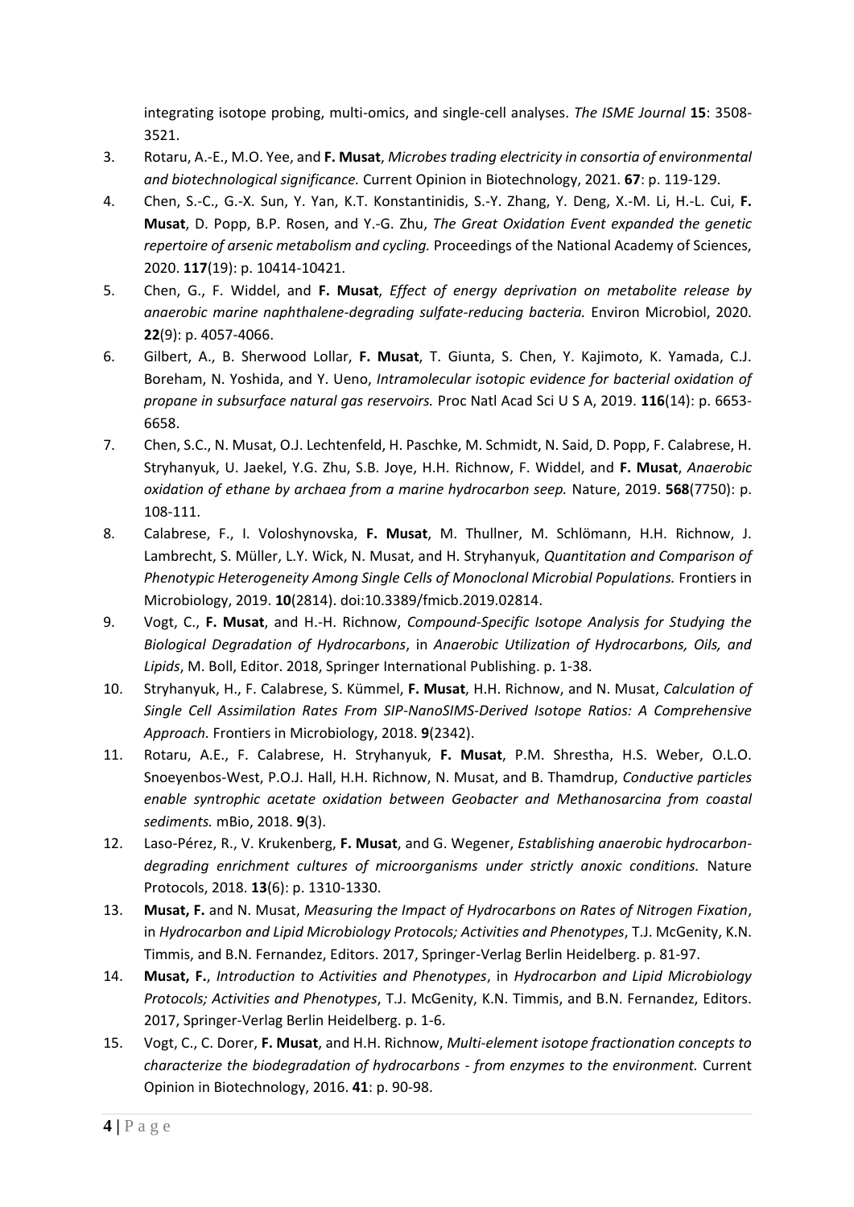integrating isotope probing, multi-omics, and single-cell analyses. *The ISME Journal* **15**: 3508-3521.

3. Rotaru, A.-E., M.O. Yee, and **F. Musat**, *Microbes trading electricity in consortia of environmental and biotechnological significance.* Current Opinion in Biotechnology, 2021. **67**: p. 119-129.
4. Chen, S.-C., G.-X. Sun, Y. Yan, K.T. Konstantinidis, S.-Y. Zhang, Y. Deng, X.-M. Li, H.-L. Cui, **F. Musat**, D. Popp, B.P. Rosen, and Y.-G. Zhu, *The Great Oxidation Event expanded the genetic repertoire of arsenic metabolism and cycling.* Proceedings of the National Academy of Sciences, 2020. **117**(19): p. 10414-10421.
5. Chen, G., F. Widdel, and **F. Musat**, *Effect of energy deprivation on metabolite release by anaerobic marine naphthalene-degrading sulfate-reducing bacteria.* Environ Microbiol, 2020. **22**(9): p. 4057-4066.
6. Gilbert, A., B. Sherwood Lollar, **F. Musat**, T. Giunta, S. Chen, Y. Kajimoto, K. Yamada, C.J. Boreham, N. Yoshida, and Y. Ueno, *Intramolecular isotopic evidence for bacterial oxidation of propane in subsurface natural gas reservoirs.* Proc Natl Acad Sci U S A, 2019. **116**(14): p. 6653-6658.
7. Chen, S.C., N. Musat, O.J. Lechtenfeld, H. Paschke, M. Schmidt, N. Said, D. Popp, F. Calabrese, H. Stryhanyuk, U. Jaekel, Y.G. Zhu, S.B. Joye, H.H. Richnow, F. Widdel, and **F. Musat**, *Anaerobic oxidation of ethane by archaea from a marine hydrocarbon seep.* Nature, 2019. **568**(7750): p. 108-111.
8. Calabrese, F., I. Voloshynovska, **F. Musat**, M. Thullner, M. Schlömann, H.H. Richnow, J. Lambrecht, S. Müller, L.Y. Wick, N. Musat, and H. Stryhanyuk, *Quantitation and Comparison of Phenotypic Heterogeneity Among Single Cells of Monoclonal Microbial Populations.* Frontiers in Microbiology, 2019. **10**(2814). doi:10.3389/fmicb.2019.02814.
9. Vogt, C., **F. Musat**, and H.-H. Richnow, *Compound-Specific Isotope Analysis for Studying the Biological Degradation of Hydrocarbons*, in *Anaerobic Utilization of Hydrocarbons, Oils, and Lipids*, M. Boll, Editor. 2018, Springer International Publishing. p. 1-38.
10. Stryhanyuk, H., F. Calabrese, S. Kümmel, **F. Musat**, H.H. Richnow, and N. Musat, *Calculation of Single Cell Assimilation Rates From SIP-NanoSIMS-Derived Isotope Ratios: A Comprehensive Approach.* Frontiers in Microbiology, 2018. **9**(2342).
11. Rotaru, A.E., F. Calabrese, H. Stryhanyuk, **F. Musat**, P.M. Shrestha, H.S. Weber, O.L.O. Snoeyenbos-West, P.O.J. Hall, H.H. Richnow, N. Musat, and B. Thamdrup, *Conductive particles enable syntrophic acetate oxidation between Geobacter and Methanosarcina from coastal sediments.* mBio, 2018. **9**(3).
12. Laso-Pérez, R., V. Krukenberg, **F. Musat**, and G. Wegener, *Establishing anaerobic hydrocarbon-degrading enrichment cultures of microorganisms under strictly anoxic conditions.* Nature Protocols, 2018. **13**(6): p. 1310-1330.
13. **Musat, F.** and N. Musat, *Measuring the Impact of Hydrocarbons on Rates of Nitrogen Fixation*, in *Hydrocarbon and Lipid Microbiology Protocols; Activities and Phenotypes*, T.J. McGenity, K.N. Timmis, and B.N. Fernandez, Editors. 2017, Springer-Verlag Berlin Heidelberg. p. 81-97.
14. **Musat, F.**, *Introduction to Activities and Phenotypes*, in *Hydrocarbon and Lipid Microbiology Protocols; Activities and Phenotypes*, T.J. McGenity, K.N. Timmis, and B.N. Fernandez, Editors. 2017, Springer-Verlag Berlin Heidelberg. p. 1-6.
15. Vogt, C., C. Dorer, **F. Musat**, and H.H. Richnow, *Multi-element isotope fractionation concepts to characterize the biodegradation of hydrocarbons - from enzymes to the environment.* Current Opinion in Biotechnology, 2016. **41**: p. 90-98.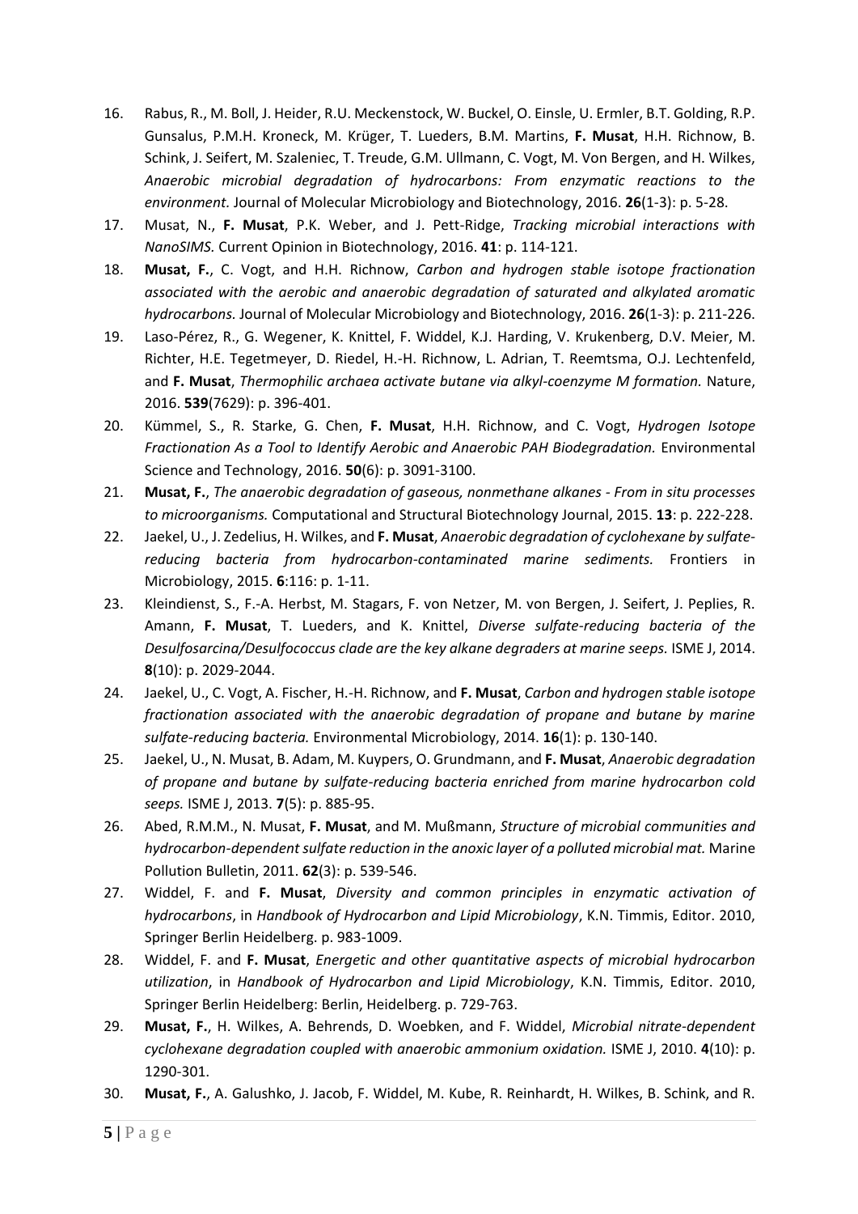16. Rabus, R., M. Boll, J. Heider, R.U. Meckenstock, W. Buckel, O. Einsle, U. Ermler, B.T. Golding, R.P. Gunsalus, P.M.H. Kroneck, M. Krüger, T. Lueders, B.M. Martins, **F. Musat**, H.H. Richnow, B. Schink, J. Seifert, M. Szaleniec, T. Treude, G.M. Ullmann, C. Vogt, M. Von Bergen, and H. Wilkes, *Anaerobic microbial degradation of hydrocarbons: From enzymatic reactions to the environment.* Journal of Molecular Microbiology and Biotechnology, 2016. **26**(1-3): p. 5-28.
17. Musat, N., **F. Musat**, P.K. Weber, and J. Pett-Ridge, *Tracking microbial interactions with NanoSIMS.* Current Opinion in Biotechnology, 2016. **41**: p. 114-121.
18. **Musat, F.**, C. Vogt, and H.H. Richnow, *Carbon and hydrogen stable isotope fractionation associated with the aerobic and anaerobic degradation of saturated and alkylated aromatic hydrocarbons.* Journal of Molecular Microbiology and Biotechnology, 2016. **26**(1-3): p. 211-226.
19. Laso-Pérez, R., G. Wegener, K. Knittel, F. Widdel, K.J. Harding, V. Krukenberg, D.V. Meier, M. Richter, H.E. Tegetmeyer, D. Riedel, H.-H. Richnow, L. Adrian, T. Reemtsma, O.J. Lechtenfeld, and **F. Musat**, *Thermophilic archaea activate butane via alkyl-coenzyme M formation.* Nature, 2016. **539**(7629): p. 396-401.
20. Kümmel, S., R. Starke, G. Chen, **F. Musat**, H.H. Richnow, and C. Vogt, *Hydrogen Isotope Fractionation As a Tool to Identify Aerobic and Anaerobic PAH Biodegradation.* Environmental Science and Technology, 2016. **50**(6): p. 3091-3100.
21. **Musat, F.**, *The anaerobic degradation of gaseous, nonmethane alkanes - From in situ processes to microorganisms.* Computational and Structural Biotechnology Journal, 2015. **13**: p. 222-228.
22. Jaekel, U., J. Zedelius, H. Wilkes, and **F. Musat**, *Anaerobic degradation of cyclohexane by sulfate-reducing bacteria from hydrocarbon-contaminated marine sediments.* Frontiers in Microbiology, 2015. **6**:116: p. 1-11.
23. Kleindienst, S., F.-A. Herbst, M. Stagars, F. von Netzer, M. von Bergen, J. Seifert, J. Peplies, R. Amann, **F. Musat**, T. Lueders, and K. Knittel, *Diverse sulfate-reducing bacteria of the Desulfosarcina/Desulfococcus clade are the key alkane degraders at marine seeps.* ISME J, 2014. **8**(10): p. 2029-2044.
24. Jaekel, U., C. Vogt, A. Fischer, H.-H. Richnow, and **F. Musat**, *Carbon and hydrogen stable isotope fractionation associated with the anaerobic degradation of propane and butane by marine sulfate-reducing bacteria.* Environmental Microbiology, 2014. **16**(1): p. 130-140.
25. Jaekel, U., N. Musat, B. Adam, M. Kuypers, O. Grundmann, and **F. Musat**, *Anaerobic degradation of propane and butane by sulfate-reducing bacteria enriched from marine hydrocarbon cold seeps.* ISME J, 2013. **7**(5): p. 885-95.
26. Abed, R.M.M., N. Musat, **F. Musat**, and M. Mußmann, *Structure of microbial communities and hydrocarbon-dependent sulfate reduction in the anoxic layer of a polluted microbial mat.* Marine Pollution Bulletin, 2011. **62**(3): p. 539-546.
27. Widdel, F. and **F. Musat**, *Diversity and common principles in enzymatic activation of hydrocarbons*, in *Handbook of Hydrocarbon and Lipid Microbiology*, K.N. Timmis, Editor. 2010, Springer Berlin Heidelberg. p. 983-1009.
28. Widdel, F. and **F. Musat**, *Energetic and other quantitative aspects of microbial hydrocarbon utilization*, in *Handbook of Hydrocarbon and Lipid Microbiology*, K.N. Timmis, Editor. 2010, Springer Berlin Heidelberg: Berlin, Heidelberg. p. 729-763.
29. **Musat, F.**, H. Wilkes, A. Behrends, D. Woebken, and F. Widdel, *Microbial nitrate-dependent cyclohexane degradation coupled with anaerobic ammonium oxidation.* ISME J, 2010. **4**(10): p. 1290-301.
30. **Musat, F.**, A. Galushko, J. Jacob, F. Widdel, M. Kube, R. Reinhardt, H. Wilkes, B. Schink, and R.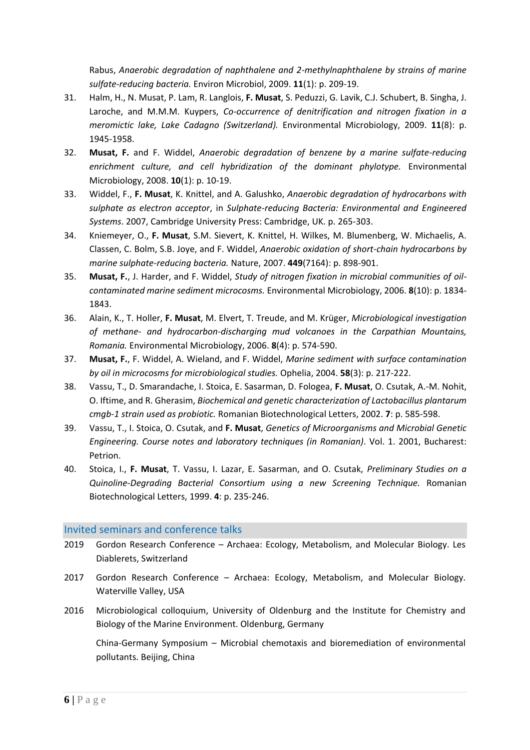Rabus, *Anaerobic degradation of naphthalene and 2-methylnaphthalene by strains of marine sulfate-reducing bacteria.* Environ Microbiol, 2009. **11**(1): p. 209-19.

31. Halm, H., N. Musat, P. Lam, R. Langlois, **F. Musat**, S. Peduzzi, G. Lavik, C.J. Schubert, B. Singha, J. Laroche, and M.M.M. Kuypers, *Co-occurrence of denitrification and nitrogen fixation in a meromictic lake, Lake Cadagno (Switzerland).* Environmental Microbiology, 2009. **11**(8): p. 1945-1958.
32. **Musat, F.** and F. Widdel, *Anaerobic degradation of benzene by a marine sulfate-reducing enrichment culture, and cell hybridization of the dominant phylotype.* Environmental Microbiology, 2008. **10**(1): p. 10-19.
33. Widdel, F., **F. Musat**, K. Knittel, and A. Galushko, *Anaerobic degradation of hydrocarbons with sulphate as electron acceptor*, in *Sulphate-reducing Bacteria: Environmental and Engineered Systems*. 2007, Cambridge University Press: Cambridge, UK. p. 265-303.
34. Kniemeyer, O., **F. Musat**, S.M. Sievert, K. Knittel, H. Wilkes, M. Blumenberg, W. Michaelis, A. Classen, C. Bolm, S.B. Joye, and F. Widdel, *Anaerobic oxidation of short-chain hydrocarbons by marine sulphate-reducing bacteria.* Nature, 2007. **449**(7164): p. 898-901.
35. **Musat, F.**, J. Harder, and F. Widdel, *Study of nitrogen fixation in microbial communities of oil-contaminated marine sediment microcosms.* Environmental Microbiology, 2006. **8**(10): p. 1834-1843.
36. Alain, K., T. Holler, **F. Musat**, M. Elvert, T. Treude, and M. Krüger, *Microbiological investigation of methane- and hydrocarbon-discharging mud volcanoes in the Carpathian Mountains, Romania.* Environmental Microbiology, 2006. **8**(4): p. 574-590.
37. **Musat, F.**, F. Widdel, A. Wieland, and F. Widdel, *Marine sediment with surface contamination by oil in microcosms for microbiological studies.* Ophelia, 2004. **58**(3): p. 217-222.
38. Vassu, T., D. Smarandache, I. Stoica, E. Sasarman, D. Fologea, **F. Musat**, O. Csutak, A.-M. Nohit, O. Iftime, and R. Gherasim, *Biochemical and genetic characterization of Lactobacillus plantarum cmgb-1 strain used as probiotic.* Romanian Biotechnological Letters, 2002. **7**: p. 585-598.
39. Vassu, T., I. Stoica, O. Csutak, and **F. Musat**, *Genetics of Microorganisms and Microbial Genetic Engineering. Course notes and laboratory techniques (in Romanian)*. Vol. 1. 2001, Bucharest: Petrion.
40. Stoica, I., **F. Musat**, T. Vassu, I. Lazar, E. Sasarman, and O. Csutak, *Preliminary Studies on a Quinoline-Degrading Bacterial Consortium using a new Screening Technique.* Romanian Biotechnological Letters, 1999. **4**: p. 235-246.

## Invited seminars and conference talks

2019 Gordon Research Conference – Archaea: Ecology, Metabolism, and Molecular Biology. Les Diablerets, Switzerland

2017 Gordon Research Conference – Archaea: Ecology, Metabolism, and Molecular Biology. Waterville Valley, USA

2016 Microbiological colloquium, University of Oldenburg and the Institute for Chemistry and Biology of the Marine Environment. Oldenburg, Germany

China-Germany Symposium – Microbial chemotaxis and bioremediation of environmental pollutants. Beijing, China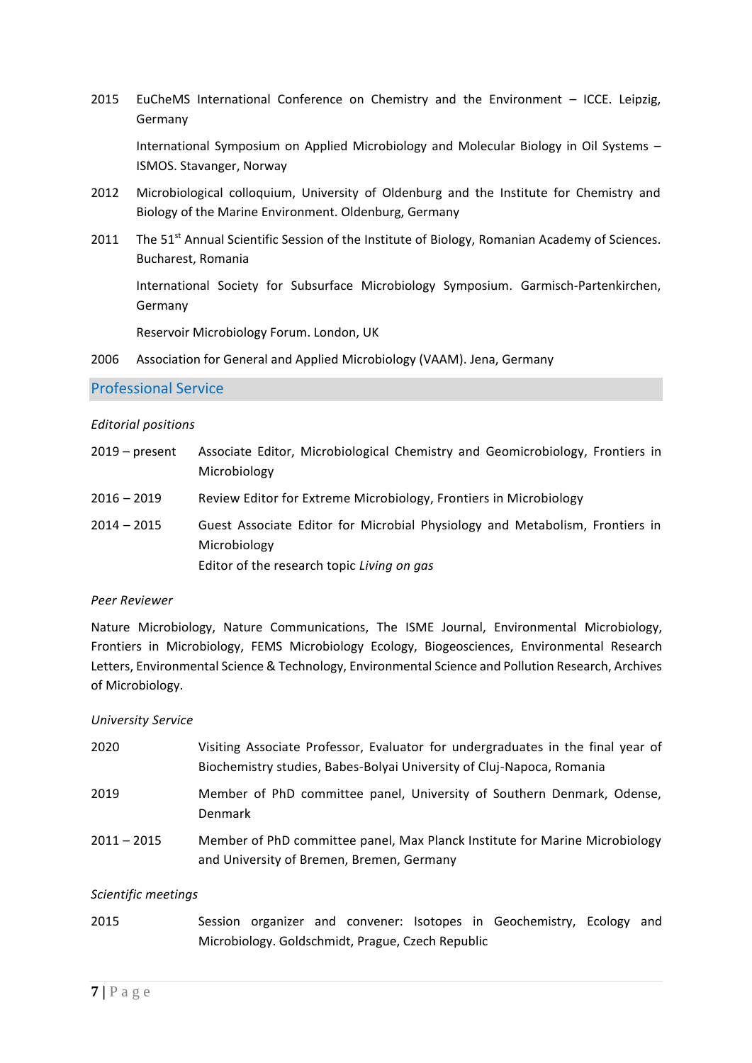2015 EuCheMS International Conference on Chemistry and the Environment – ICCE. Leipzig, Germany

International Symposium on Applied Microbiology and Molecular Biology in Oil Systems – ISMOS. Stavanger, Norway

2012 Microbiological colloquium, University of Oldenburg and the Institute for Chemistry and Biology of the Marine Environment. Oldenburg, Germany

2011 The 51st Annual Scientific Session of the Institute of Biology, Romanian Academy of Sciences. Bucharest, Romania

International Society for Subsurface Microbiology Symposium. Garmisch-Partenkirchen, Germany

Reservoir Microbiology Forum. London, UK

2006 Association for General and Applied Microbiology (VAAM). Jena, Germany

## Professional Service

*Editorial positions*

2019 – present Associate Editor, Microbiological Chemistry and Geomicrobiology, Frontiers in Microbiology

2016 – 2019 Review Editor for Extreme Microbiology, Frontiers in Microbiology

2014 – 2015 Guest Associate Editor for Microbial Physiology and Metabolism, Frontiers in Microbiology
Editor of the research topic *Living on gas*

*Peer Reviewer*

Nature Microbiology, Nature Communications, The ISME Journal, Environmental Microbiology, Frontiers in Microbiology, FEMS Microbiology Ecology, Biogeosciences, Environmental Research Letters, Environmental Science & Technology, Environmental Science and Pollution Research, Archives of Microbiology.

*University Service*

2020 Visiting Associate Professor, Evaluator for undergraduates in the final year of Biochemistry studies, Babes-Bolyai University of Cluj-Napoca, Romania

2019 Member of PhD committee panel, University of Southern Denmark, Odense, Denmark

2011 – 2015 Member of PhD committee panel, Max Planck Institute for Marine Microbiology and University of Bremen, Bremen, Germany

*Scientific meetings*

2015 Session organizer and convener: Isotopes in Geochemistry, Ecology and Microbiology. Goldschmidt, Prague, Czech Republic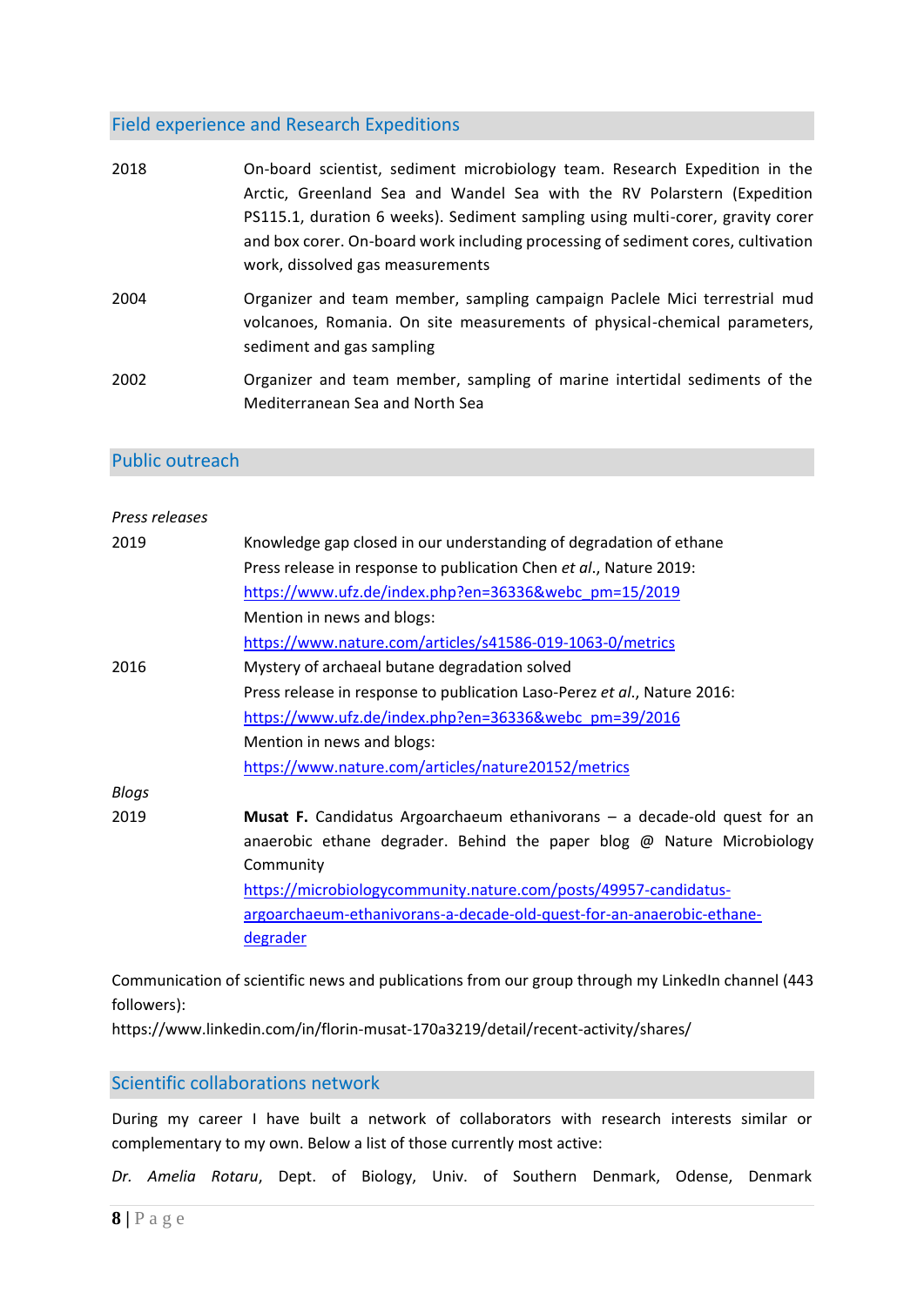## Field experience and Research Expeditions

| | |
|---|---|
| 2018 | On-board scientist, sediment microbiology team. Research Expedition in the Arctic, Greenland Sea and Wandel Sea with the RV Polarstern (Expedition PS115.1, duration 6 weeks). Sediment sampling using multi-corer, gravity corer and box corer. On-board work including processing of sediment cores, cultivation work, dissolved gas measurements |
| 2004 | Organizer and team member, sampling campaign Paclele Mici terrestrial mud volcanoes, Romania. On site measurements of physical-chemical parameters, sediment and gas sampling |
| 2002 | Organizer and team member, sampling of marine intertidal sediments of the Mediterranean Sea and North Sea |

## Public outreach

*Press releases*

| | |
|---|---|
| 2019 | Knowledge gap closed in our understanding of degradation of ethane<br>Press release in response to publication Chen *et al*., Nature 2019:<br>https://www.ufz.de/index.php?en=36336&webc_pm=15/2019<br>Mention in news and blogs:<br>https://www.nature.com/articles/s41586-019-1063-0/metrics |
| 2016 | Mystery of archaeal butane degradation solved<br>Press release in response to publication Laso-Perez *et al*., Nature 2016:<br>https://www.ufz.de/index.php?en=36336&webc_pm=39/2016<br>Mention in news and blogs:<br>https://www.nature.com/articles/nature20152/metrics |

*Blogs*

| | |
|---|---|
| 2019 | **Musat F.** Candidatus Argoarchaeum ethanivorans – a decade-old quest for an anaerobic ethane degrader. Behind the paper blog @ Nature Microbiology Community<br>https://microbiologycommunity.nature.com/posts/49957-candidatus-argoarchaeum-ethanivorans-a-decade-old-quest-for-an-anaerobic-ethane-degrader |

Communication of scientific news and publications from our group through my LinkedIn channel (443 followers):
https://www.linkedin.com/in/florin-musat-170a3219/detail/recent-activity/shares/

## Scientific collaborations network

During my career I have built a network of collaborators with research interests similar or complementary to my own. Below a list of those currently most active:

*Dr. Amelia Rotaru*, Dept. of Biology, Univ. of Southern Denmark, Odense, Denmark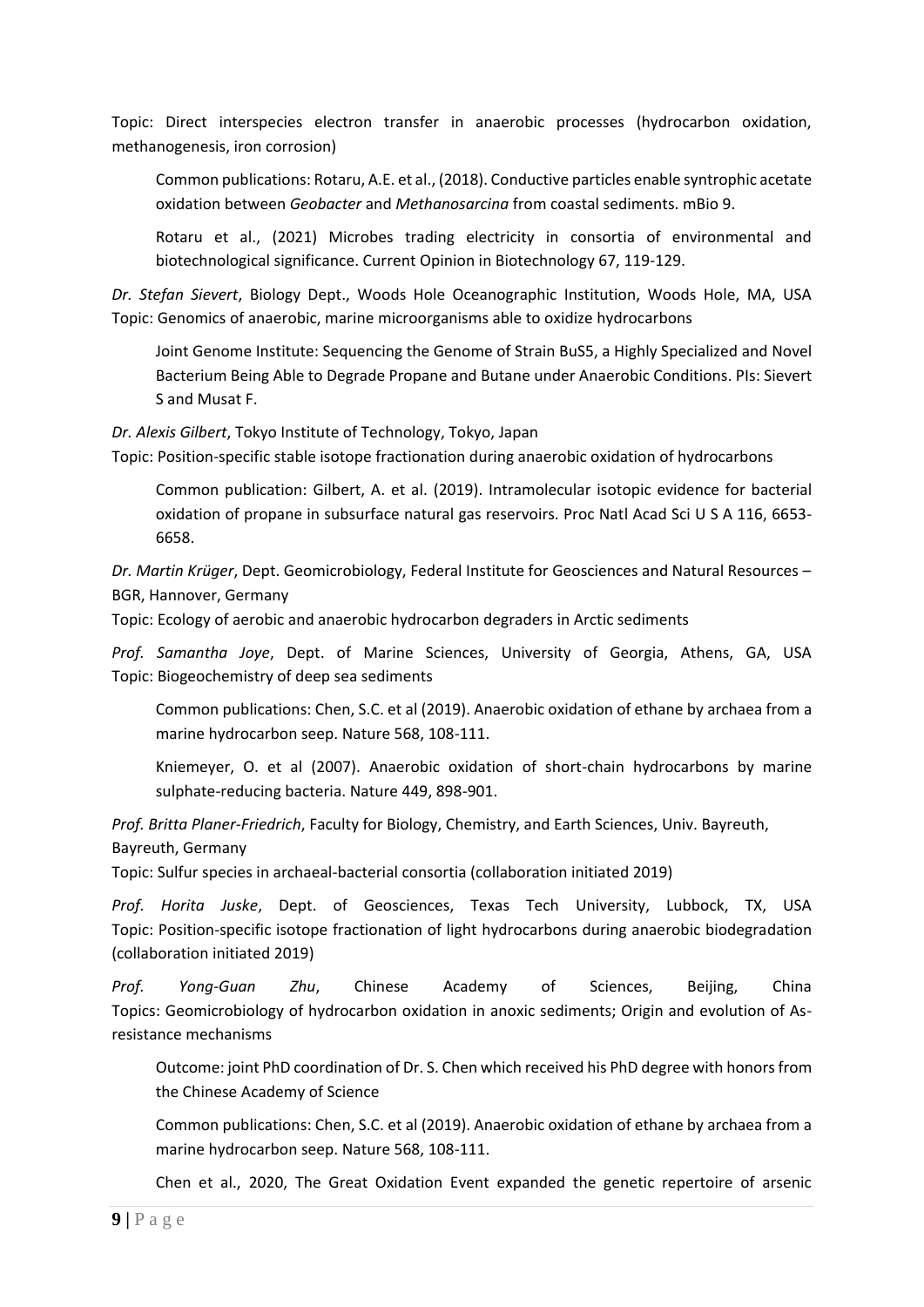Topic: Direct interspecies electron transfer in anaerobic processes (hydrocarbon oxidation, methanogenesis, iron corrosion)

Common publications: Rotaru, A.E. et al., (2018). Conductive particles enable syntrophic acetate oxidation between *Geobacter* and *Methanosarcina* from coastal sediments. mBio 9.

Rotaru et al., (2021) Microbes trading electricity in consortia of environmental and biotechnological significance. Current Opinion in Biotechnology 67, 119-129.

*Dr. Stefan Sievert*, Biology Dept., Woods Hole Oceanographic Institution, Woods Hole, MA, USA
Topic: Genomics of anaerobic, marine microorganisms able to oxidize hydrocarbons

Joint Genome Institute: Sequencing the Genome of Strain BuS5, a Highly Specialized and Novel Bacterium Being Able to Degrade Propane and Butane under Anaerobic Conditions. PIs: Sievert S and Musat F.

*Dr. Alexis Gilbert*, Tokyo Institute of Technology, Tokyo, Japan
Topic: Position-specific stable isotope fractionation during anaerobic oxidation of hydrocarbons

Common publication: Gilbert, A. et al. (2019). Intramolecular isotopic evidence for bacterial oxidation of propane in subsurface natural gas reservoirs. Proc Natl Acad Sci U S A 116, 6653-6658.

*Dr. Martin Krüger*, Dept. Geomicrobiology, Federal Institute for Geosciences and Natural Resources – BGR, Hannover, Germany
Topic: Ecology of aerobic and anaerobic hydrocarbon degraders in Arctic sediments

*Prof. Samantha Joye*, Dept. of Marine Sciences, University of Georgia, Athens, GA, USA
Topic: Biogeochemistry of deep sea sediments

Common publications: Chen, S.C. et al (2019). Anaerobic oxidation of ethane by archaea from a marine hydrocarbon seep. Nature 568, 108-111.

Kniemeyer, O. et al (2007). Anaerobic oxidation of short-chain hydrocarbons by marine sulphate-reducing bacteria. Nature 449, 898-901.

*Prof. Britta Planer-Friedrich*, Faculty for Biology, Chemistry, and Earth Sciences, Univ. Bayreuth, Bayreuth, Germany
Topic: Sulfur species in archaeal-bacterial consortia (collaboration initiated 2019)

*Prof. Horita Juske*, Dept. of Geosciences, Texas Tech University, Lubbock, TX, USA
Topic: Position-specific isotope fractionation of light hydrocarbons during anaerobic biodegradation (collaboration initiated 2019)

*Prof. Yong-Guan Zhu*, Chinese Academy of Sciences, Beijing, China
Topics: Geomicrobiology of hydrocarbon oxidation in anoxic sediments; Origin and evolution of As-resistance mechanisms

Outcome: joint PhD coordination of Dr. S. Chen which received his PhD degree with honors from the Chinese Academy of Science

Common publications: Chen, S.C. et al (2019). Anaerobic oxidation of ethane by archaea from a marine hydrocarbon seep. Nature 568, 108-111.

Chen et al., 2020, The Great Oxidation Event expanded the genetic repertoire of arsenic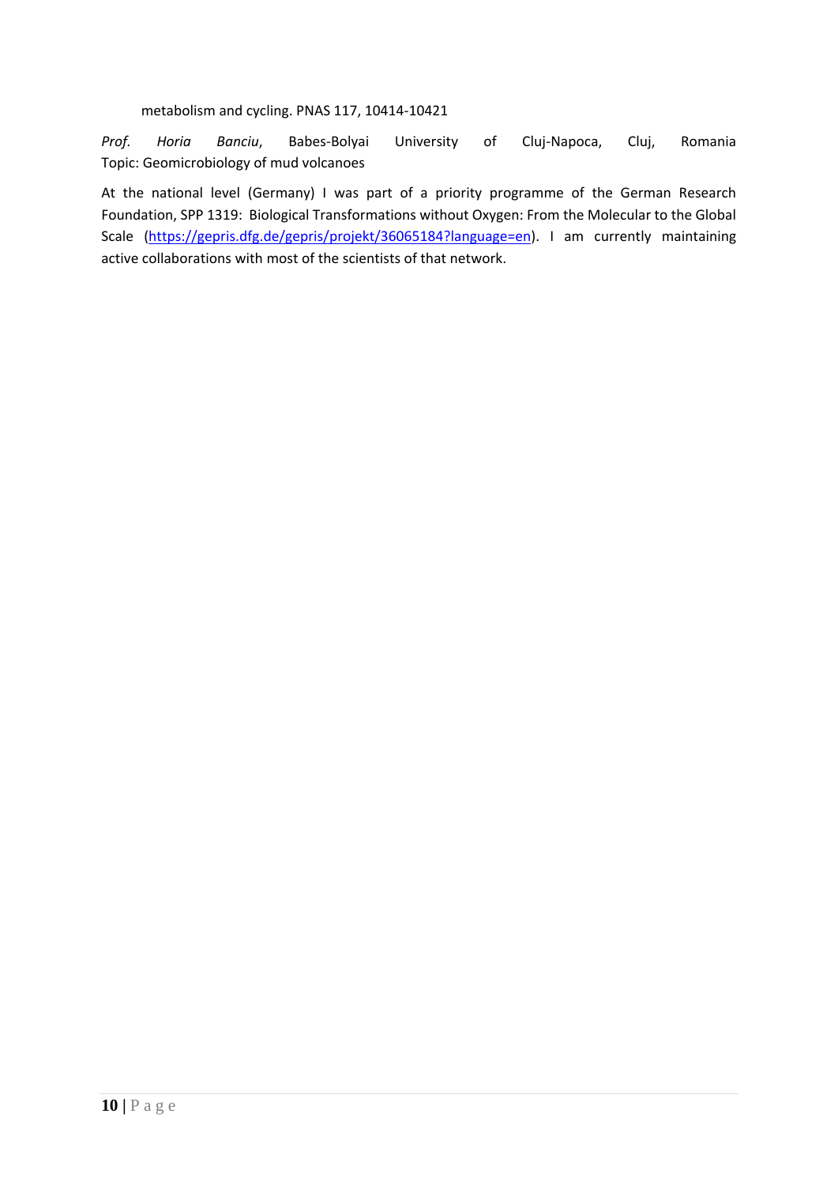metabolism and cycling. PNAS 117, 10414-10421

*Prof. Horia Banciu*, Babes-Bolyai University of Cluj-Napoca, Cluj, Romania
Topic: Geomicrobiology of mud volcanoes

At the national level (Germany) I was part of a priority programme of the German Research Foundation, SPP 1319: Biological Transformations without Oxygen: From the Molecular to the Global Scale (https://gepris.dfg.de/gepris/projekt/36065184?language=en). I am currently maintaining active collaborations with most of the scientists of that network.